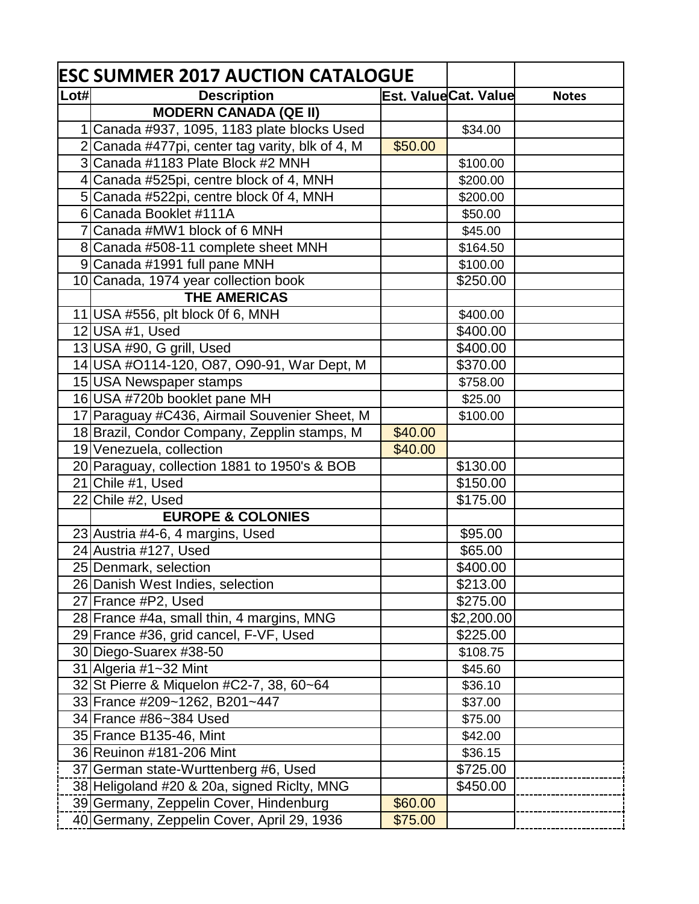| ESC SUMMER 2017 AUCTION CATALOGUE | | | | |
|---|---|---|---|---|
| **Lot#** | **Description** | **Est. Value** | **Cat. Value** | **Notes** |
| | **MODERN CANADA (QE II)** | | | |
| 1 | Canada #937, 1095, 1183 plate blocks Used | | $34.00 | |
| 2 | Canada #477pi, center tag varity, blk of 4, M | $50.00 | | |
| 3 | Canada #1183 Plate Block #2 MNH | | $100.00 | |
| 4 | Canada #525pi, centre block of 4, MNH | | $200.00 | |
| 5 | Canada #522pi, centre block 0f 4, MNH | | $200.00 | |
| 6 | Canada Booklet #111A | | $50.00 | |
| 7 | Canada #MW1 block of 6 MNH | | $45.00 | |
| 8 | Canada #508-11 complete sheet MNH | | $164.50 | |
| 9 | Canada #1991 full pane MNH | | $100.00 | |
| 10 | Canada, 1974 year collection book | | $250.00 | |
| | **THE AMERICAS** | | | |
| 11 | USA #556, plt block 0f 6, MNH | | $400.00 | |
| 12 | USA #1, Used | | $400.00 | |
| 13 | USA #90, G grill, Used | | $400.00 | |
| 14 | USA #O114-120, O87, O90-91, War Dept, M | | $370.00 | |
| 15 | USA Newspaper stamps | | $758.00 | |
| 16 | USA #720b booklet pane MH | | $25.00 | |
| 17 | Paraguay #C436, Airmail Souvenier Sheet, M | | $100.00 | |
| 18 | Brazil, Condor Company, Zepplin stamps, M | $40.00 | | |
| 19 | Venezuela, collection | $40.00 | | |
| 20 | Paraguay, collection 1881 to 1950's & BOB | | $130.00 | |
| 21 | Chile #1, Used | | $150.00 | |
| 22 | Chile #2, Used | | $175.00 | |
| | **EUROPE & COLONIES** | | | |
| 23 | Austria #4-6, 4 margins, Used | | $95.00 | |
| 24 | Austria #127, Used | | $65.00 | |
| 25 | Denmark, selection | | $400.00 | |
| 26 | Danish West Indies, selection | | $213.00 | |
| 27 | France #P2, Used | | $275.00 | |
| 28 | France #4a, small thin, 4 margins, MNG | | $2,200.00 | |
| 29 | France #36, grid cancel, F-VF, Used | | $225.00 | |
| 30 | Diego-Suarex #38-50 | | $108.75 | |
| 31 | Algeria #1~32 Mint | | $45.60 | |
| 32 | St Pierre & Miquelon #C2-7, 38, 60~64 | | $36.10 | |
| 33 | France #209~1262, B201~447 | | $37.00 | |
| 34 | France #86~384 Used | | $75.00 | |
| 35 | France B135-46, Mint | | $42.00 | |
| 36 | Reuinon #181-206 Mint | | $36.15 | |
| 37 | German state-Wurttenberg #6, Used | | $725.00 | |
| 38 | Heligoland #20 & 20a, signed Riclty, MNG | | $450.00 | |
| 39 | Germany, Zeppelin Cover, Hindenburg | $60.00 | | |
| 40 | Germany, Zeppelin Cover, April 29, 1936 | $75.00 | | |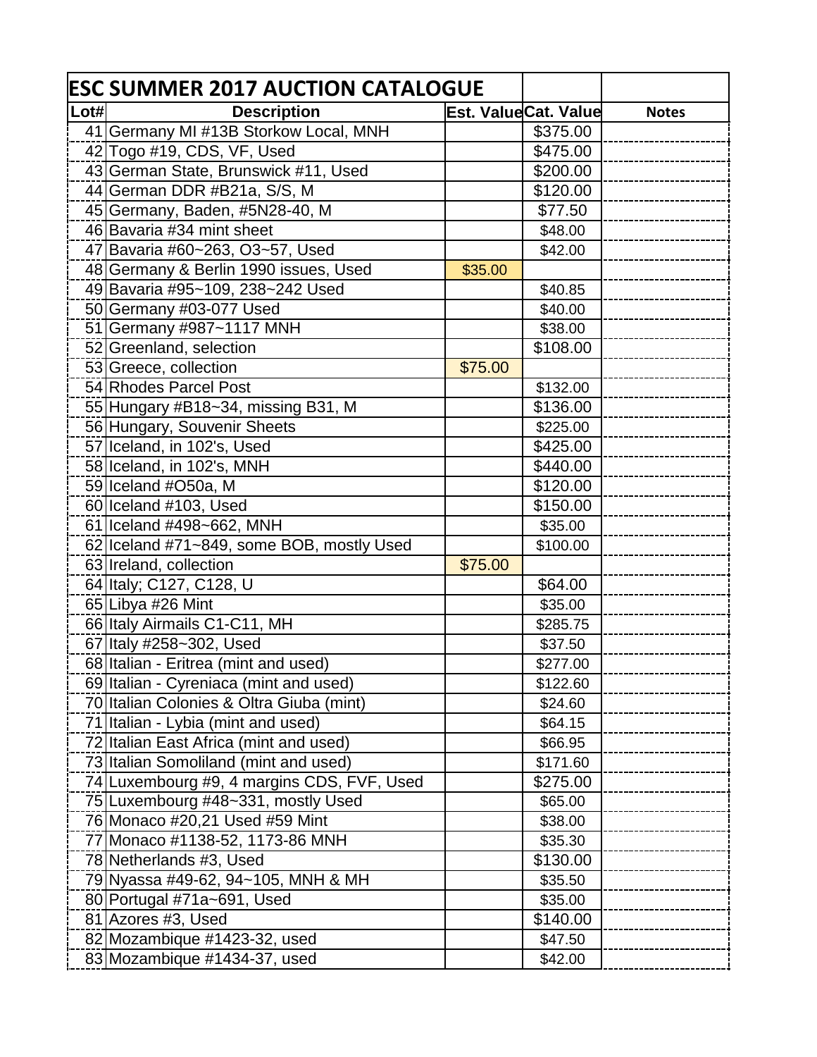| ESC SUMMER 2017 AUCTION CATALOGUE | | | | |
|---|---|---|---|---|
| Lot# | Description | Est. Value | Cat. Value | Notes |
| 41 | Germany MI #13B Storkow Local, MNH | | $375.00 | |
| 42 | Togo #19, CDS, VF, Used | | $475.00 | |
| 43 | German State, Brunswick #11, Used | | $200.00 | |
| 44 | German DDR #B21a, S/S, M | | $120.00 | |
| 45 | Germany, Baden, #5N28-40, M | | $77.50 | |
| 46 | Bavaria #34 mint sheet | | $48.00 | |
| 47 | Bavaria #60~263, O3~57, Used | | $42.00 | |
| 48 | Germany & Berlin 1990 issues, Used | $35.00 | | |
| 49 | Bavaria #95~109, 238~242 Used | | $40.85 | |
| 50 | Germany #03-077 Used | | $40.00 | |
| 51 | Germany #987~1117 MNH | | $38.00 | |
| 52 | Greenland, selection | | $108.00 | |
| 53 | Greece, collection | $75.00 | | |
| 54 | Rhodes Parcel Post | | $132.00 | |
| 55 | Hungary #B18~34, missing B31, M | | $136.00 | |
| 56 | Hungary, Souvenir Sheets | | $225.00 | |
| 57 | Iceland, in 102's, Used | | $425.00 | |
| 58 | Iceland, in 102's, MNH | | $440.00 | |
| 59 | Iceland #O50a, M | | $120.00 | |
| 60 | Iceland #103, Used | | $150.00 | |
| 61 | Iceland #498~662, MNH | | $35.00 | |
| 62 | Iceland #71~849, some BOB, mostly Used | | $100.00 | |
| 63 | Ireland, collection | $75.00 | | |
| 64 | Italy; C127, C128, U | | $64.00 | |
| 65 | Libya #26 Mint | | $35.00 | |
| 66 | Italy Airmails C1-C11, MH | | $285.75 | |
| 67 | Italy #258~302, Used | | $37.50 | |
| 68 | Italian - Eritrea (mint and used) | | $277.00 | |
| 69 | Italian - Cyreniaca (mint and used) | | $122.60 | |
| 70 | Italian Colonies & Oltra Giuba (mint) | | $24.60 | |
| 71 | Italian - Lybia (mint and used) | | $64.15 | |
| 72 | Italian East Africa (mint and used) | | $66.95 | |
| 73 | Italian Somoliland (mint and used) | | $171.60 | |
| 74 | Luxembourg #9, 4 margins CDS, FVF, Used | | $275.00 | |
| 75 | Luxembourg #48~331, mostly Used | | $65.00 | |
| 76 | Monaco #20,21 Used #59 Mint | | $38.00 | |
| 77 | Monaco #1138-52, 1173-86 MNH | | $35.30 | |
| 78 | Netherlands #3, Used | | $130.00 | |
| 79 | Nyassa #49-62, 94~105, MNH & MH | | $35.50 | |
| 80 | Portugal #71a~691, Used | | $35.00 | |
| 81 | Azores #3, Used | | $140.00 | |
| 82 | Mozambique #1423-32, used | | $47.50 | |
| 83 | Mozambique #1434-37, used | | $42.00 | |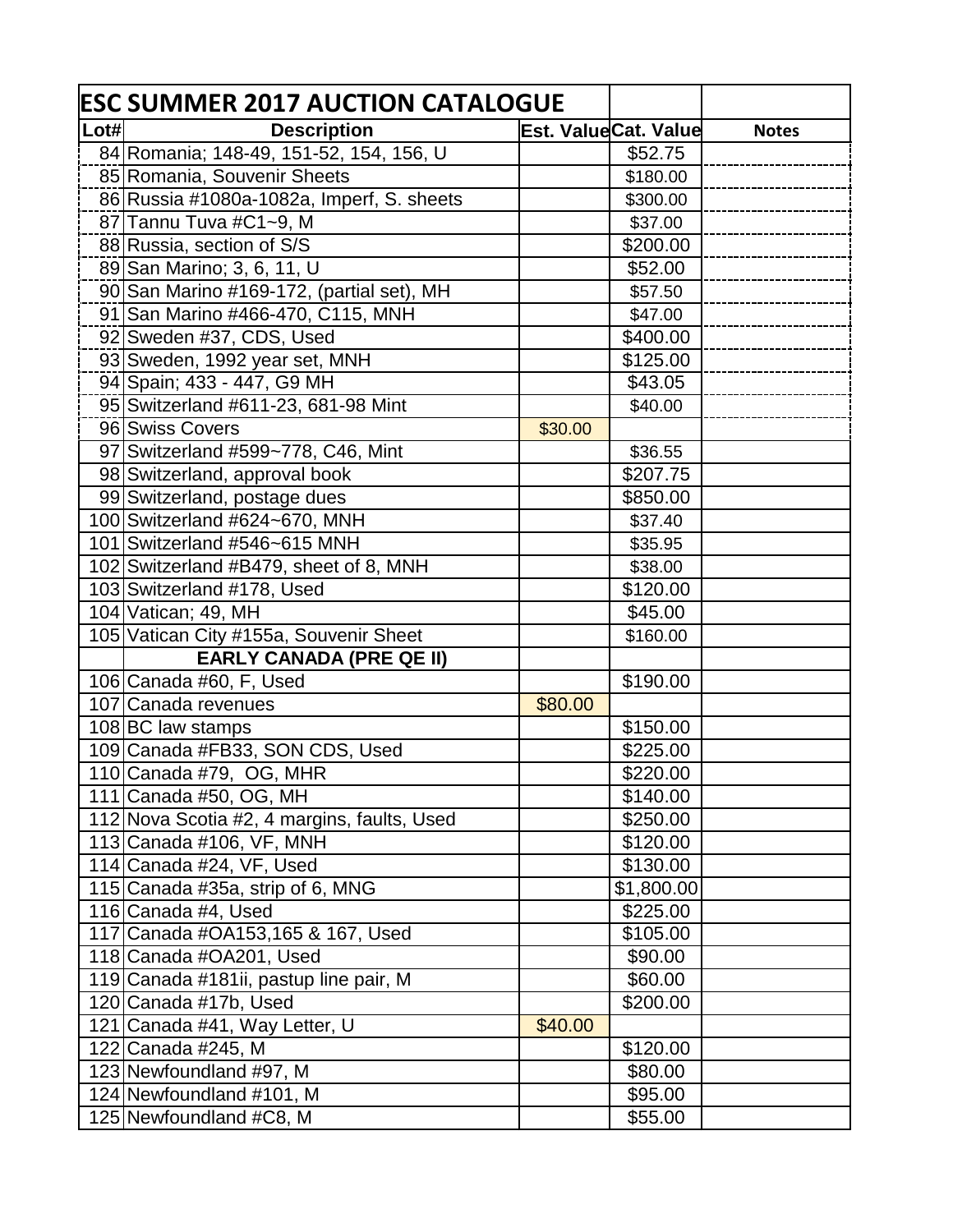| ESC SUMMER 2017 AUCTION CATALOGUE | | | | |
|---|---|---|---|---|
| Lot# | Description | Est. Value | Cat. Value | Notes |
| 84 | Romania; 148-49, 151-52, 154, 156, U | | $52.75 | |
| 85 | Romania, Souvenir Sheets | | $180.00 | |
| 86 | Russia #1080a-1082a, Imperf, S. sheets | | $300.00 | |
| 87 | Tannu Tuva #C1~9, M | | $37.00 | |
| 88 | Russia, section of S/S | | $200.00 | |
| 89 | San Marino; 3, 6, 11, U | | $52.00 | |
| 90 | San Marino #169-172, (partial set), MH | | $57.50 | |
| 91 | San Marino #466-470, C115, MNH | | $47.00 | |
| 92 | Sweden #37, CDS, Used | | $400.00 | |
| 93 | Sweden, 1992 year set, MNH | | $125.00 | |
| 94 | Spain; 433 - 447, G9 MH | | $43.05 | |
| 95 | Switzerland #611-23, 681-98 Mint | | $40.00 | |
| 96 | Swiss Covers | $30.00 | | |
| 97 | Switzerland #599~778, C46, Mint | | $36.55 | |
| 98 | Switzerland, approval book | | $207.75 | |
| 99 | Switzerland, postage dues | | $850.00 | |
| 100 | Switzerland #624~670, MNH | | $37.40 | |
| 101 | Switzerland #546~615 MNH | | $35.95 | |
| 102 | Switzerland #B479, sheet of 8, MNH | | $38.00 | |
| 103 | Switzerland #178, Used | | $120.00 | |
| 104 | Vatican; 49, MH | | $45.00 | |
| 105 | Vatican City #155a, Souvenir Sheet | | $160.00 | |
| | **EARLY CANADA (PRE QE II)** | | | |
| 106 | Canada #60, F, Used | | $190.00 | |
| 107 | Canada revenues | $80.00 | | |
| 108 | BC law stamps | | $150.00 | |
| 109 | Canada #FB33, SON CDS, Used | | $225.00 | |
| 110 | Canada #79, OG, MHR | | $220.00 | |
| 111 | Canada #50, OG, MH | | $140.00 | |
| 112 | Nova Scotia #2, 4 margins, faults, Used | | $250.00 | |
| 113 | Canada #106, VF, MNH | | $120.00 | |
| 114 | Canada #24, VF, Used | | $130.00 | |
| 115 | Canada #35a, strip of 6, MNG | | $1,800.00 | |
| 116 | Canada #4, Used | | $225.00 | |
| 117 | Canada #OA153,165 & 167, Used | | $105.00 | |
| 118 | Canada #OA201, Used | | $90.00 | |
| 119 | Canada #181ii, pastup line pair, M | | $60.00 | |
| 120 | Canada #17b, Used | | $200.00 | |
| 121 | Canada #41, Way Letter, U | $40.00 | | |
| 122 | Canada #245, M | | $120.00 | |
| 123 | Newfoundland #97, M | | $80.00 | |
| 124 | Newfoundland #101, M | | $95.00 | |
| 125 | Newfoundland #C8, M | | $55.00 | |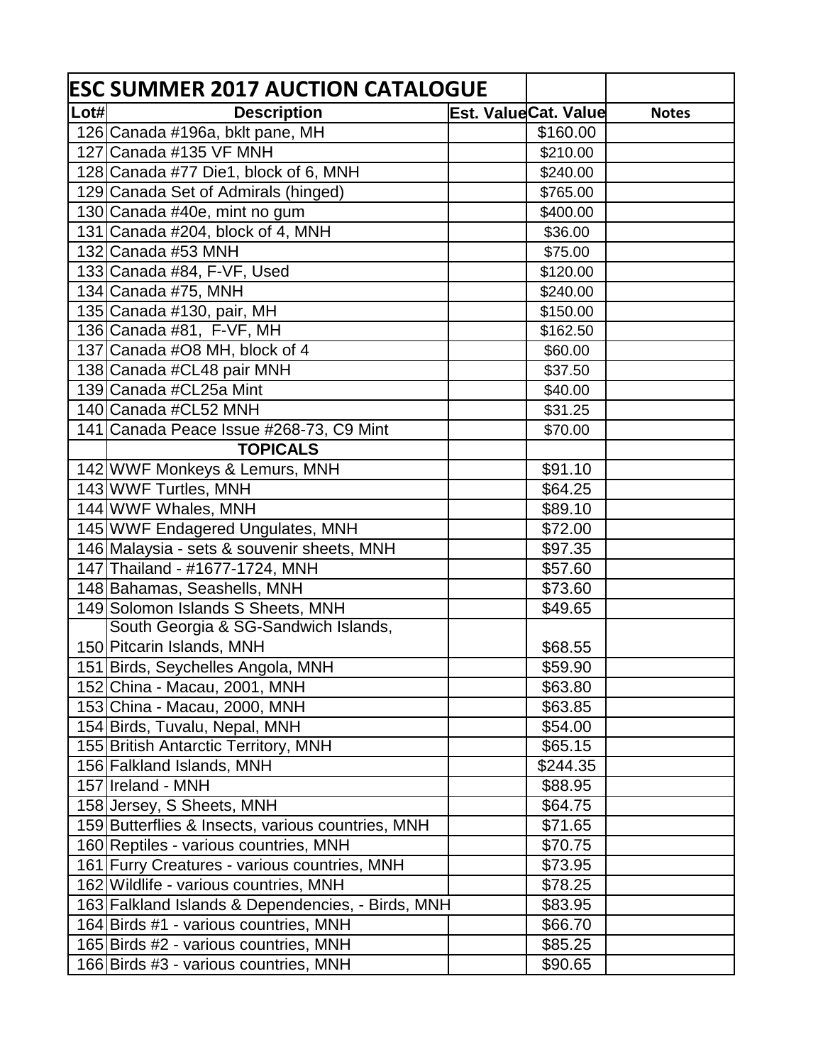| ESC SUMMER 2017 AUCTION CATALOGUE | | | | |
|---|---|---|---|---|
| Lot# | Description | Est. Value | Cat. Value | Notes |
| 126 | Canada #196a, bklt pane, MH | | $160.00 | |
| 127 | Canada #135 VF MNH | | $210.00 | |
| 128 | Canada #77 Die1, block of 6, MNH | | $240.00 | |
| 129 | Canada Set of Admirals (hinged) | | $765.00 | |
| 130 | Canada #40e, mint no gum | | $400.00 | |
| 131 | Canada #204, block of 4, MNH | | $36.00 | |
| 132 | Canada #53 MNH | | $75.00 | |
| 133 | Canada #84, F-VF, Used | | $120.00 | |
| 134 | Canada #75, MNH | | $240.00 | |
| 135 | Canada #130, pair, MH | | $150.00 | |
| 136 | Canada #81, F-VF, MH | | $162.50 | |
| 137 | Canada #O8 MH, block of 4 | | $60.00 | |
| 138 | Canada #CL48 pair MNH | | $37.50 | |
| 139 | Canada #CL25a Mint | | $40.00 | |
| 140 | Canada #CL52 MNH | | $31.25 | |
| 141 | Canada Peace Issue #268-73, C9 Mint | | $70.00 | |
| | **TOPICALS** | | | |
| 142 | WWF Monkeys & Lemurs, MNH | | $91.10 | |
| 143 | WWF Turtles, MNH | | $64.25 | |
| 144 | WWF Whales, MNH | | $89.10 | |
| 145 | WWF Endagered Ungulates, MNH | | $72.00 | |
| 146 | Malaysia - sets & souvenir sheets, MNH | | $97.35 | |
| 147 | Thailand - #1677-1724, MNH | | $57.60 | |
| 148 | Bahamas, Seashells, MNH | | $73.60 | |
| 149 | Solomon Islands S Sheets, MNH | | $49.65 | |
| 150 | South Georgia & SG-Sandwich Islands, Pitcarin Islands, MNH | | $68.55 | |
| 151 | Birds, Seychelles Angola, MNH | | $59.90 | |
| 152 | China - Macau, 2001, MNH | | $63.80 | |
| 153 | China - Macau, 2000, MNH | | $63.85 | |
| 154 | Birds, Tuvalu, Nepal, MNH | | $54.00 | |
| 155 | British Antarctic Territory, MNH | | $65.15 | |
| 156 | Falkland Islands, MNH | | $244.35 | |
| 157 | Ireland - MNH | | $88.95 | |
| 158 | Jersey, S Sheets, MNH | | $64.75 | |
| 159 | Butterflies & Insects, various countries, MNH | | $71.65 | |
| 160 | Reptiles - various countries, MNH | | $70.75 | |
| 161 | Furry Creatures - various countries, MNH | | $73.95 | |
| 162 | Wildlife - various countries, MNH | | $78.25 | |
| 163 | Falkland Islands & Dependencies, - Birds, MNH | | $83.95 | |
| 164 | Birds #1 - various countries, MNH | | $66.70 | |
| 165 | Birds #2 - various countries, MNH | | $85.25 | |
| 166 | Birds #3 - various countries, MNH | | $90.65 | |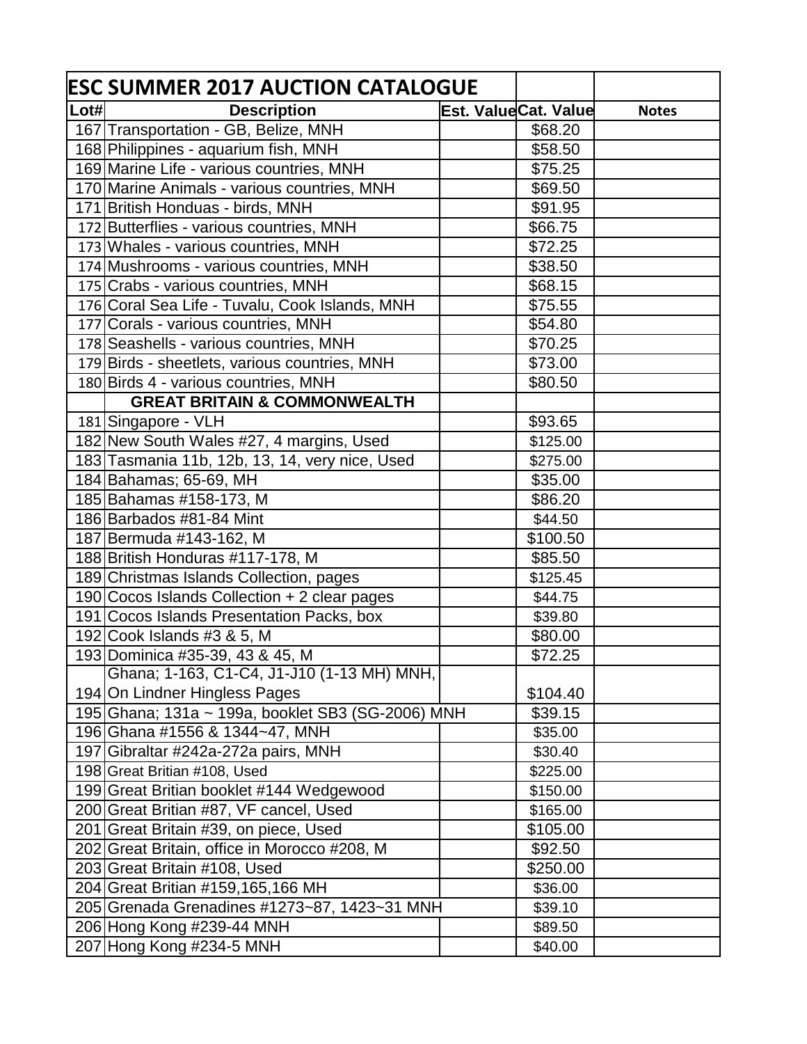| ESC SUMMER 2017 AUCTION CATALOGUE | | | | |
|---|---|---|---|---|
| Lot# | Description | Est. Value | Cat. Value | Notes |
| 167 | Transportation - GB, Belize, MNH | | $68.20 | |
| 168 | Philippines - aquarium fish, MNH | | $58.50 | |
| 169 | Marine Life - various countries, MNH | | $75.25 | |
| 170 | Marine Animals - various countries, MNH | | $69.50 | |
| 171 | British Honduas - birds, MNH | | $91.95 | |
| 172 | Butterflies - various countries, MNH | | $66.75 | |
| 173 | Whales - various countries, MNH | | $72.25 | |
| 174 | Mushrooms - various countries, MNH | | $38.50 | |
| 175 | Crabs - various countries, MNH | | $68.15 | |
| 176 | Coral Sea Life - Tuvalu, Cook Islands, MNH | | $75.55 | |
| 177 | Corals - various countries, MNH | | $54.80 | |
| 178 | Seashells - various countries, MNH | | $70.25 | |
| 179 | Birds - sheetlets, various countries, MNH | | $73.00 | |
| 180 | Birds 4 - various countries, MNH | | $80.50 | |
| | **GREAT BRITAIN & COMMONWEALTH** | | | |
| 181 | Singapore - VLH | | $93.65 | |
| 182 | New South Wales #27, 4 margins, Used | | $125.00 | |
| 183 | Tasmania 11b, 12b, 13, 14, very nice, Used | | $275.00 | |
| 184 | Bahamas; 65-69, MH | | $35.00 | |
| 185 | Bahamas #158-173, M | | $86.20 | |
| 186 | Barbados #81-84 Mint | | $44.50 | |
| 187 | Bermuda #143-162, M | | $100.50 | |
| 188 | British Honduras #117-178, M | | $85.50 | |
| 189 | Christmas Islands Collection, pages | | $125.45 | |
| 190 | Cocos Islands Collection + 2 clear pages | | $44.75 | |
| 191 | Cocos Islands Presentation Packs, box | | $39.80 | |
| 192 | Cook Islands #3 & 5, M | | $80.00 | |
| 193 | Dominica #35-39, 43 & 45, M | | $72.25 | |
| 194 | Ghana; 1-163, C1-C4, J1-J10 (1-13 MH) MNH, On Lindner Hingless Pages | | $104.40 | |
| 195 | Ghana; 131a ~ 199a, booklet SB3 (SG-2006) MNH | | $39.15 | |
| 196 | Ghana #1556 & 1344~47, MNH | | $35.00 | |
| 197 | Gibraltar #242a-272a pairs, MNH | | $30.40 | |
| 198 | Great Britian #108, Used | | $225.00 | |
| 199 | Great Britian booklet #144 Wedgewood | | $150.00 | |
| 200 | Great Britian #87, VF cancel, Used | | $165.00 | |
| 201 | Great Britain #39, on piece, Used | | $105.00 | |
| 202 | Great Britain, office in Morocco #208, M | | $92.50 | |
| 203 | Great Britain #108, Used | | $250.00 | |
| 204 | Great Britian #159,165,166 MH | | $36.00 | |
| 205 | Grenada Grenadines #1273~87, 1423~31 MNH | | $39.10 | |
| 206 | Hong Kong #239-44 MNH | | $89.50 | |
| 207 | Hong Kong #234-5 MNH | | $40.00 | |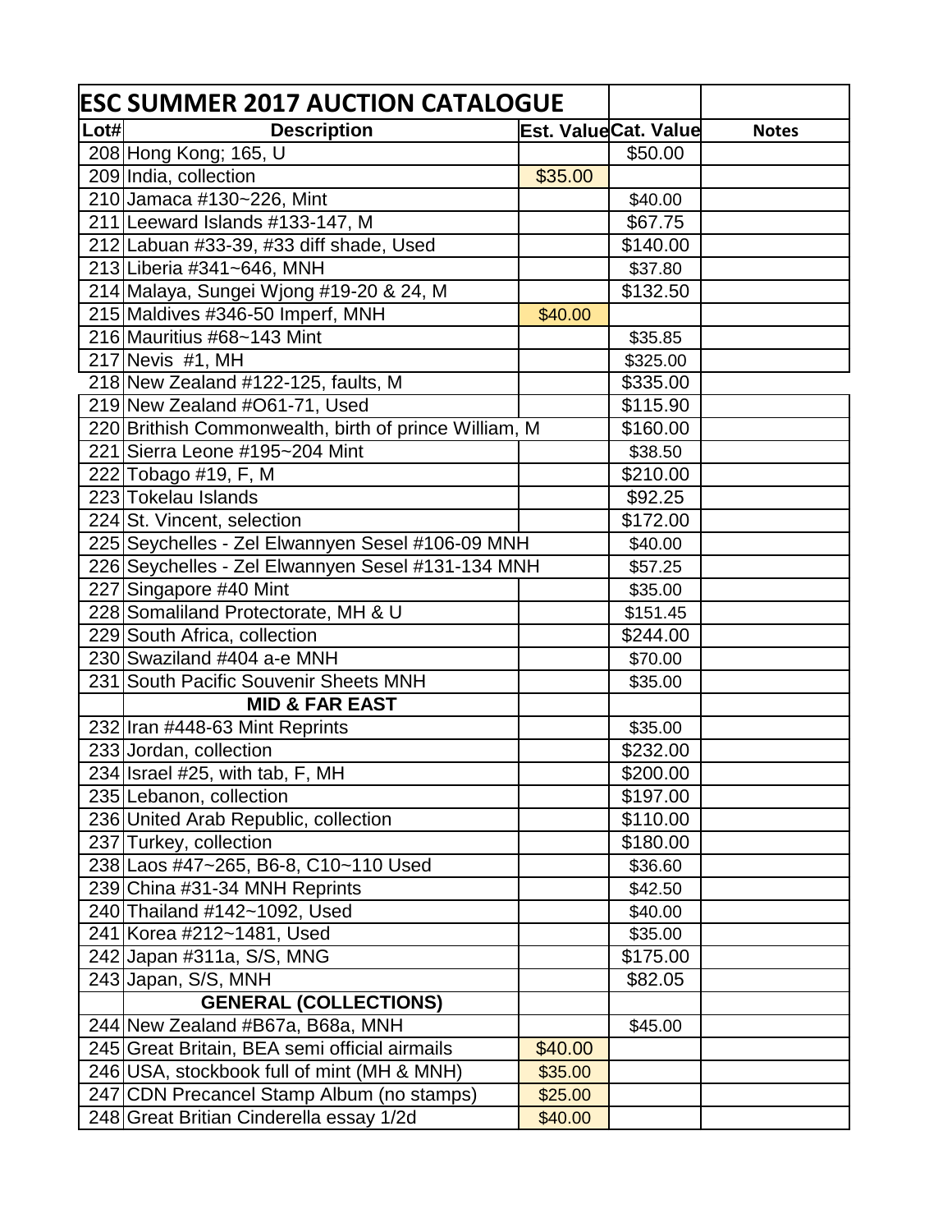| ESC SUMMER 2017 AUCTION CATALOGUE | | | | |
|---|---|---|---|---|
| Lot# | Description | Est. Value | Cat. Value | Notes |
| 208 | Hong Kong; 165, U | | $50.00 | |
| 209 | India, collection | $35.00 | | |
| 210 | Jamaca #130~226, Mint | | $40.00 | |
| 211 | Leeward Islands #133-147, M | | $67.75 | |
| 212 | Labuan #33-39, #33 diff shade, Used | | $140.00 | |
| 213 | Liberia #341~646, MNH | | $37.80 | |
| 214 | Malaya, Sungei Wjong #19-20 & 24, M | | $132.50 | |
| 215 | Maldives #346-50 Imperf, MNH | $40.00 | | |
| 216 | Mauritius #68~143 Mint | | $35.85 | |
| 217 | Nevis #1, MH | | $325.00 | |
| 218 | New Zealand #122-125, faults, M | | $335.00 | |
| 219 | New Zealand #O61-71, Used | | $115.90 | |
| 220 | Brithish Commonwealth, birth of prince William, M | | $160.00 | |
| 221 | Sierra Leone #195~204 Mint | | $38.50 | |
| 222 | Tobago #19, F, M | | $210.00 | |
| 223 | Tokelau Islands | | $92.25 | |
| 224 | St. Vincent, selection | | $172.00 | |
| 225 | Seychelles - Zel Elwannyen Sesel #106-09 MNH | | $40.00 | |
| 226 | Seychelles - Zel Elwannyen Sesel #131-134 MNH | | $57.25 | |
| 227 | Singapore #40 Mint | | $35.00 | |
| 228 | Somaliland Protectorate, MH & U | | $151.45 | |
| 229 | South Africa, collection | | $244.00 | |
| 230 | Swaziland #404 a-e MNH | | $70.00 | |
| 231 | South Pacific Souvenir Sheets MNH | | $35.00 | |
| | **MID & FAR EAST** | | | |
| 232 | Iran #448-63 Mint Reprints | | $35.00 | |
| 233 | Jordan, collection | | $232.00 | |
| 234 | Israel #25, with tab, F, MH | | $200.00 | |
| 235 | Lebanon, collection | | $197.00 | |
| 236 | United Arab Republic, collection | | $110.00 | |
| 237 | Turkey, collection | | $180.00 | |
| 238 | Laos #47~265, B6-8, C10~110 Used | | $36.60 | |
| 239 | China #31-34 MNH Reprints | | $42.50 | |
| 240 | Thailand #142~1092, Used | | $40.00 | |
| 241 | Korea #212~1481, Used | | $35.00 | |
| 242 | Japan #311a, S/S, MNG | | $175.00 | |
| 243 | Japan, S/S, MNH | | $82.05 | |
| | **GENERAL (COLLECTIONS)** | | | |
| 244 | New Zealand #B67a, B68a, MNH | | $45.00 | |
| 245 | Great Britain, BEA semi official airmails | $40.00 | | |
| 246 | USA, stockbook full of mint (MH & MNH) | $35.00 | | |
| 247 | CDN Precancel Stamp Album (no stamps) | $25.00 | | |
| 248 | Great Britian Cinderella essay 1/2d | $40.00 | | |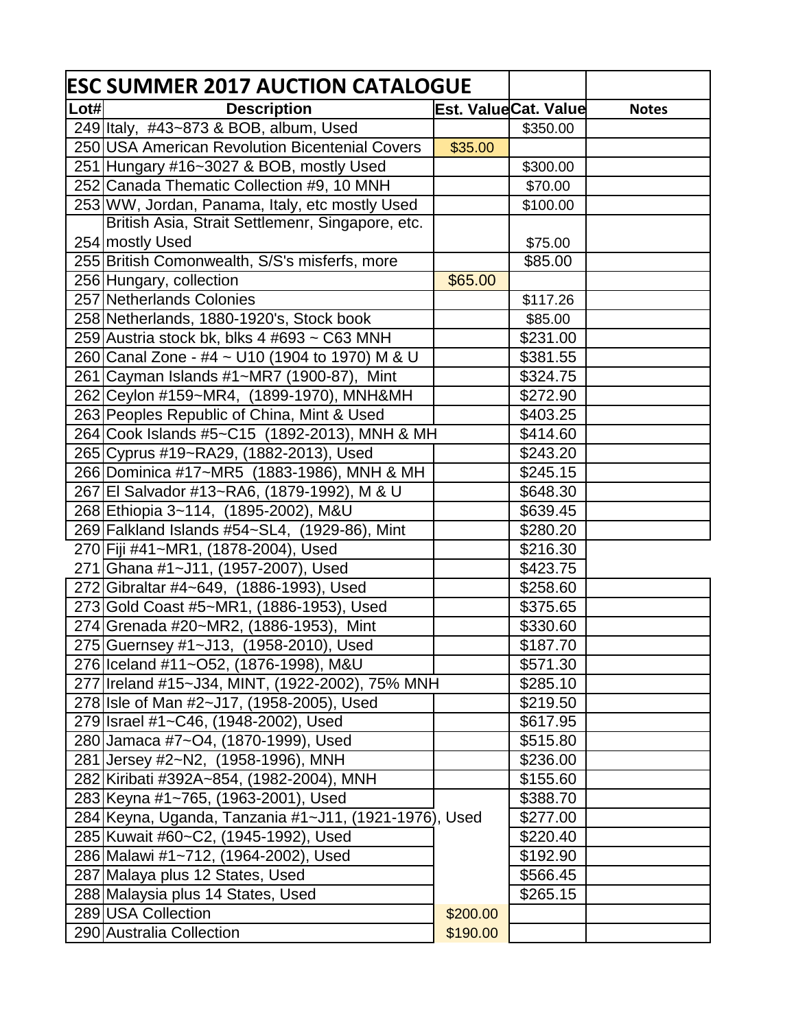| ESC SUMMER 2017 AUCTION CATALOGUE | | | | |
|---|---|---|---|---|
| Lot# | Description | Est. Value | Cat. Value | Notes |
| 249 | Italy, #43~873 & BOB, album, Used | | $350.00 | |
| 250 | USA American Revolution Bicentenial Covers | $35.00 | | |
| 251 | Hungary #16~3027 & BOB, mostly Used | | $300.00 | |
| 252 | Canada Thematic Collection #9, 10 MNH | | $70.00 | |
| 253 | WW, Jordan, Panama, Italy, etc mostly Used | | $100.00 | |
| 254 | British Asia, Strait Settlemenr, Singapore, etc. mostly Used | | $75.00 | |
| 255 | British Comonwealth, S/S's misferfs, more | | $85.00 | |
| 256 | Hungary, collection | $65.00 | | |
| 257 | Netherlands Colonies | | $117.26 | |
| 258 | Netherlands, 1880-1920's, Stock book | | $85.00 | |
| 259 | Austria stock bk, blks 4 #693 ~ C63 MNH | | $231.00 | |
| 260 | Canal Zone - #4 ~ U10 (1904 to 1970) M & U | | $381.55 | |
| 261 | Cayman Islands #1~MR7 (1900-87), Mint | | $324.75 | |
| 262 | Ceylon #159~MR4, (1899-1970), MNH&MH | | $272.90 | |
| 263 | Peoples Republic of China, Mint & Used | | $403.25 | |
| 264 | Cook Islands #5~C15 (1892-2013), MNH & MH | | $414.60 | |
| 265 | Cyprus #19~RA29, (1882-2013), Used | | $243.20 | |
| 266 | Dominica #17~MR5 (1883-1986), MNH & MH | | $245.15 | |
| 267 | El Salvador #13~RA6, (1879-1992), M & U | | $648.30 | |
| 268 | Ethiopia 3~114, (1895-2002), M&U | | $639.45 | |
| 269 | Falkland Islands #54~SL4, (1929-86), Mint | | $280.20 | |
| 270 | Fiji #41~MR1, (1878-2004), Used | | $216.30 | |
| 271 | Ghana #1~J11, (1957-2007), Used | | $423.75 | |
| 272 | Gibraltar #4~649, (1886-1993), Used | | $258.60 | |
| 273 | Gold Coast #5~MR1, (1886-1953), Used | | $375.65 | |
| 274 | Grenada #20~MR2, (1886-1953), Mint | | $330.60 | |
| 275 | Guernsey #1~J13, (1958-2010), Used | | $187.70 | |
| 276 | Iceland #11~O52, (1876-1998), M&U | | $571.30 | |
| 277 | Ireland #15~J34, MINT, (1922-2002), 75% MNH | | $285.10 | |
| 278 | Isle of Man #2~J17, (1958-2005), Used | | $219.50 | |
| 279 | Israel #1~C46, (1948-2002), Used | | $617.95 | |
| 280 | Jamaca #7~O4, (1870-1999), Used | | $515.80 | |
| 281 | Jersey #2~N2, (1958-1996), MNH | | $236.00 | |
| 282 | Kiribati #392A~854, (1982-2004), MNH | | $155.60 | |
| 283 | Keyna #1~765, (1963-2001), Used | | $388.70 | |
| 284 | Keyna, Uganda, Tanzania #1~J11, (1921-1976), Used | | $277.00 | |
| 285 | Kuwait #60~C2, (1945-1992), Used | | $220.40 | |
| 286 | Malawi #1~712, (1964-2002), Used | | $192.90 | |
| 287 | Malaya plus 12 States, Used | | $566.45 | |
| 288 | Malaysia plus 14 States, Used | | $265.15 | |
| 289 | USA Collection | $200.00 | | |
| 290 | Australia Collection | $190.00 | | |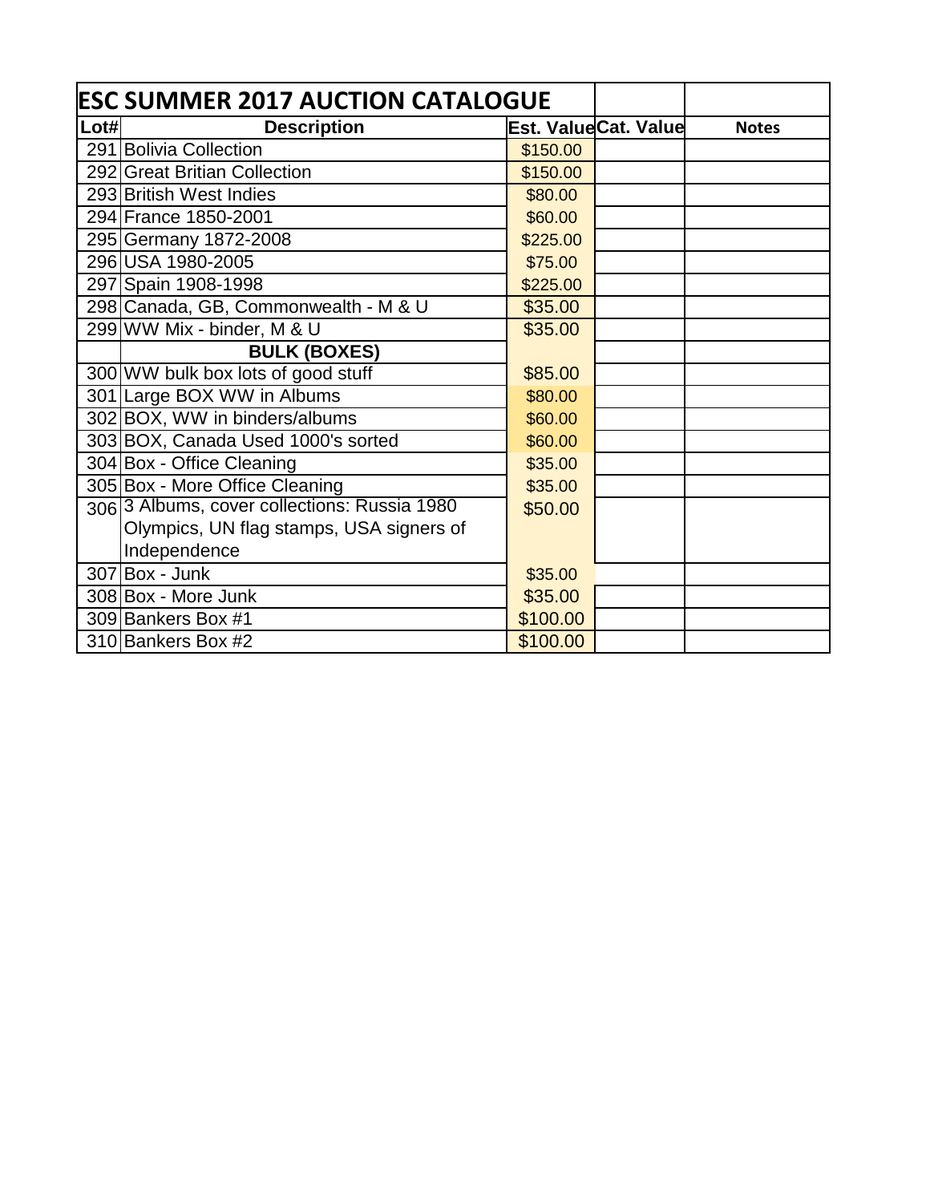| ESC SUMMER 2017 AUCTION CATALOGUE | | | | |
|---|---|---|---|---|
| **Lot#** | **Description** | **Est. Value** | **Cat. Value** | **Notes** |
| 291 | Bolivia Collection | $150.00 | | |
| 292 | Great Britian Collection | $150.00 | | |
| 293 | British West Indies | $80.00 | | |
| 294 | France 1850-2001 | $60.00 | | |
| 295 | Germany 1872-2008 | $225.00 | | |
| 296 | USA 1980-2005 | $75.00 | | |
| 297 | Spain 1908-1998 | $225.00 | | |
| 298 | Canada, GB, Commonwealth - M & U | $35.00 | | |
| 299 | WW Mix - binder, M & U | $35.00 | | |
| | **BULK (BOXES)** | | | |
| 300 | WW bulk box lots of good stuff | $85.00 | | |
| 301 | Large BOX WW in Albums | $80.00 | | |
| 302 | BOX, WW in binders/albums | $60.00 | | |
| 303 | BOX, Canada Used 1000's sorted | $60.00 | | |
| 304 | Box - Office Cleaning | $35.00 | | |
| 305 | Box - More Office Cleaning | $35.00 | | |
| 306 | 3 Albums, cover collections: Russia 1980 Olympics, UN flag stamps, USA signers of Independence | $50.00 | | |
| 307 | Box - Junk | $35.00 | | |
| 308 | Box - More Junk | $35.00 | | |
| 309 | Bankers Box #1 | $100.00 | | |
| 310 | Bankers Box #2 | $100.00 | | |